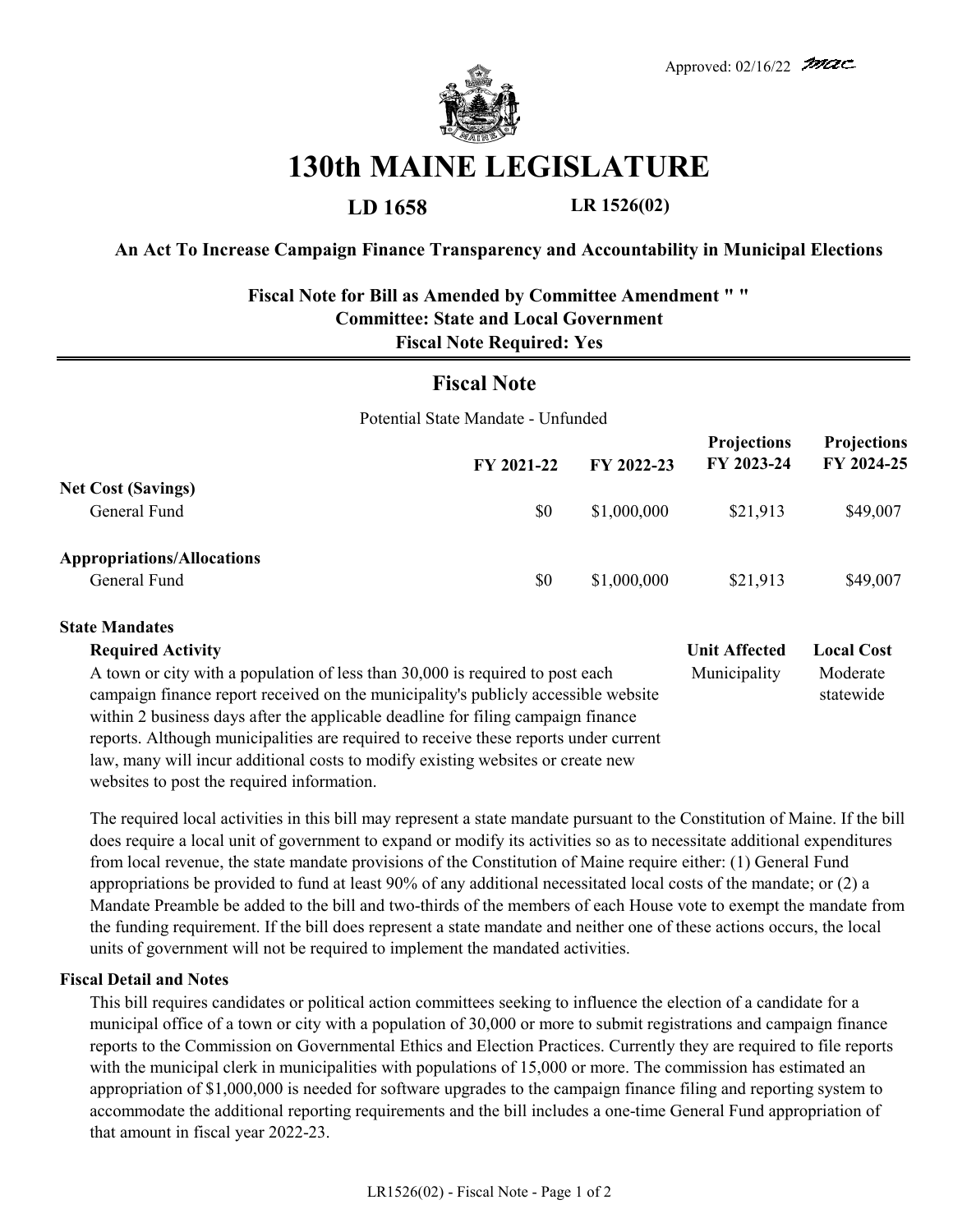Approved: 02/16/22 mac

# 130th MAINE LEGISLATURE

**LD 1658** **LR 1526(02)**

**An Act To Increase Campaign Finance Transparency and Accountability in Municipal Elections**

**Fiscal Note for Bill as Amended by Committee Amendment " "**
**Committee: State and Local Government**
**Fiscal Note Required: Yes**

## Fiscal Note

Potential State Mandate - Unfunded

| | FY 2021-22 | FY 2022-23 | Projections FY 2023-24 | Projections FY 2024-25 |
|---|---|---|---|---|
| **Net Cost (Savings)** | | | | |
| General Fund | $0 | $1,000,000 | $21,913 | $49,007 |
| **Appropriations/Allocations** | | | | |
| General Fund | $0 | $1,000,000 | $21,913 | $49,007 |

**State Mandates**

| Required Activity | Unit Affected | Local Cost |
|---|---|---|
| A town or city with a population of less than 30,000 is required to post each campaign finance report received on the municipality's publicly accessible website within 2 business days after the applicable deadline for filing campaign finance reports. Although municipalities are required to receive these reports under current law, many will incur additional costs to modify existing websites or create new websites to post the required information. | Municipality | Moderate statewide |

The required local activities in this bill may represent a state mandate pursuant to the Constitution of Maine. If the bill does require a local unit of government to expand or modify its activities so as to necessitate additional expenditures from local revenue, the state mandate provisions of the Constitution of Maine require either: (1) General Fund appropriations be provided to fund at least 90% of any additional necessitated local costs of the mandate; or (2) a Mandate Preamble be added to the bill and two-thirds of the members of each House vote to exempt the mandate from the funding requirement. If the bill does represent a state mandate and neither one of these actions occurs, the local units of government will not be required to implement the mandated activities.

**Fiscal Detail and Notes**

This bill requires candidates or political action committees seeking to influence the election of a candidate for a municipal office of a town or city with a population of 30,000 or more to submit registrations and campaign finance reports to the Commission on Governmental Ethics and Election Practices. Currently they are required to file reports with the municipal clerk in municipalities with populations of 15,000 or more. The commission has estimated an appropriation of $1,000,000 is needed for software upgrades to the campaign finance filing and reporting system to accommodate the additional reporting requirements and the bill includes a one-time General Fund appropriation of that amount in fiscal year 2022-23.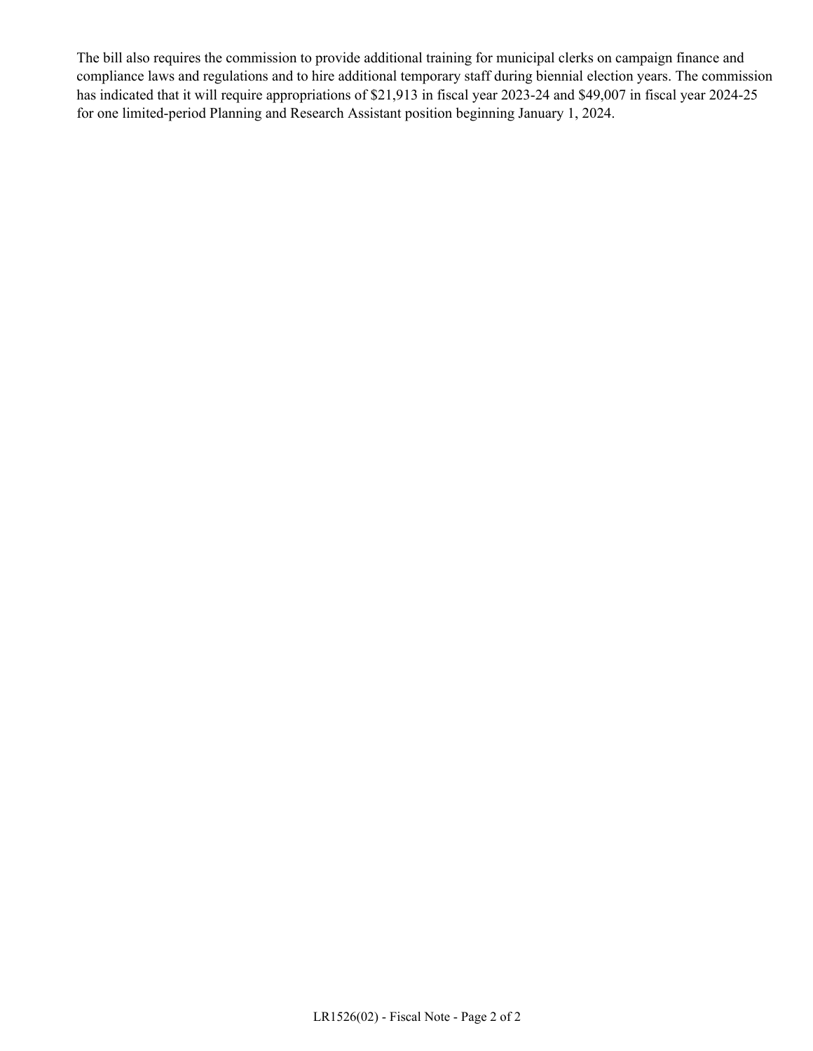The bill also requires the commission to provide additional training for municipal clerks on campaign finance and compliance laws and regulations and to hire additional temporary staff during biennial election years. The commission has indicated that it will require appropriations of $21,913 in fiscal year 2023-24 and $49,007 in fiscal year 2024-25 for one limited-period Planning and Research Assistant position beginning January 1, 2024.